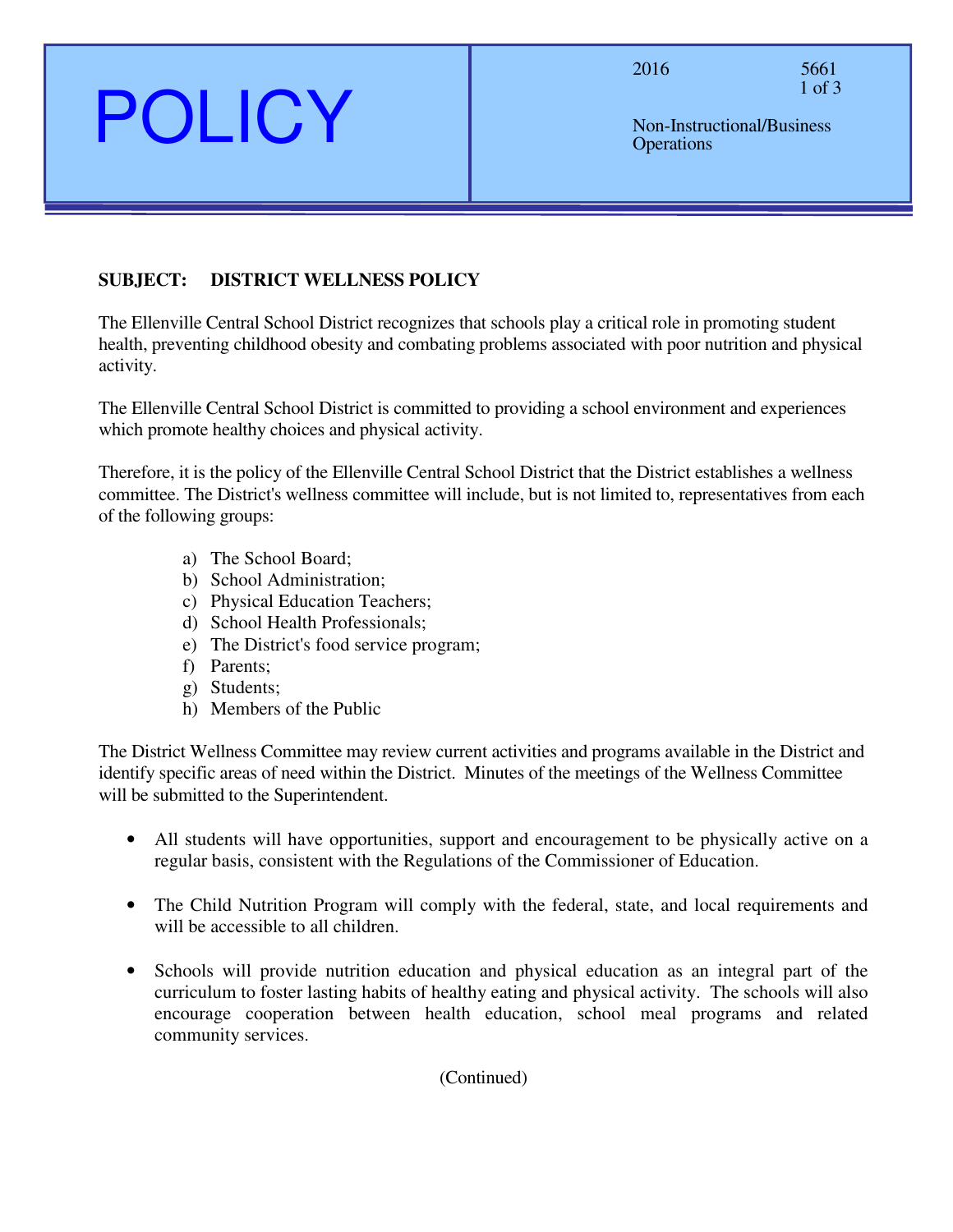# POLICY

2016 — 5661

Non-Instructional/Business Operations

**SUBJECT: DISTRICT WELLNESS POLICY**

The Ellenville Central School District recognizes that schools play a critical role in promoting student health, preventing childhood obesity and combating problems associated with poor nutrition and physical activity.

The Ellenville Central School District is committed to providing a school environment and experiences which promote healthy choices and physical activity.

Therefore, it is the policy of the Ellenville Central School District that the District establishes a wellness committee. The District's wellness committee will include, but is not limited to, representatives from each of the following groups:

a) The School Board;
b) School Administration;
c) Physical Education Teachers;
d) School Health Professionals;
e) The District's food service program;
f) Parents;
g) Students;
h) Members of the Public

The District Wellness Committee may review current activities and programs available in the District and identify specific areas of need within the District. Minutes of the meetings of the Wellness Committee will be submitted to the Superintendent.

- All students will have opportunities, support and encouragement to be physically active on a regular basis, consistent with the Regulations of the Commissioner of Education.
- The Child Nutrition Program will comply with the federal, state, and local requirements and will be accessible to all children.
- Schools will provide nutrition education and physical education as an integral part of the curriculum to foster lasting habits of healthy eating and physical activity. The schools will also encourage cooperation between health education, school meal programs and related community services.

(Continued)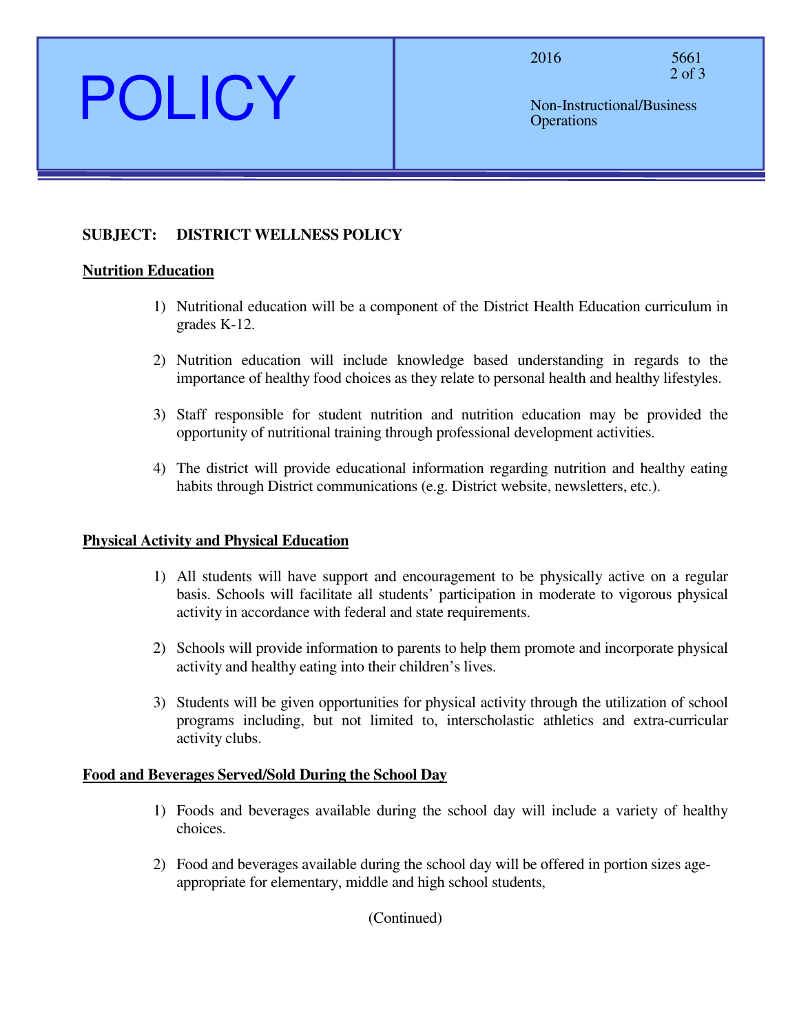**SUBJECT: DISTRICT WELLNESS POLICY**

**Nutrition Education**

1) Nutritional education will be a component of the District Health Education curriculum in grades K-12.

2) Nutrition education will include knowledge based understanding in regards to the importance of healthy food choices as they relate to personal health and healthy lifestyles.

3) Staff responsible for student nutrition and nutrition education may be provided the opportunity of nutritional training through professional development activities.

4) The district will provide educational information regarding nutrition and healthy eating habits through District communications (e.g. District website, newsletters, etc.).

**Physical Activity and Physical Education**

1) All students will have support and encouragement to be physically active on a regular basis. Schools will facilitate all students' participation in moderate to vigorous physical activity in accordance with federal and state requirements.

2) Schools will provide information to parents to help them promote and incorporate physical activity and healthy eating into their children's lives.

3) Students will be given opportunities for physical activity through the utilization of school programs including, but not limited to, interscholastic athletics and extra-curricular activity clubs.

**Food and Beverages Served/Sold During the School Day**

1) Foods and beverages available during the school day will include a variety of healthy choices.

2) Food and beverages available during the school day will be offered in portion sizes age-appropriate for elementary, middle and high school students,

(Continued)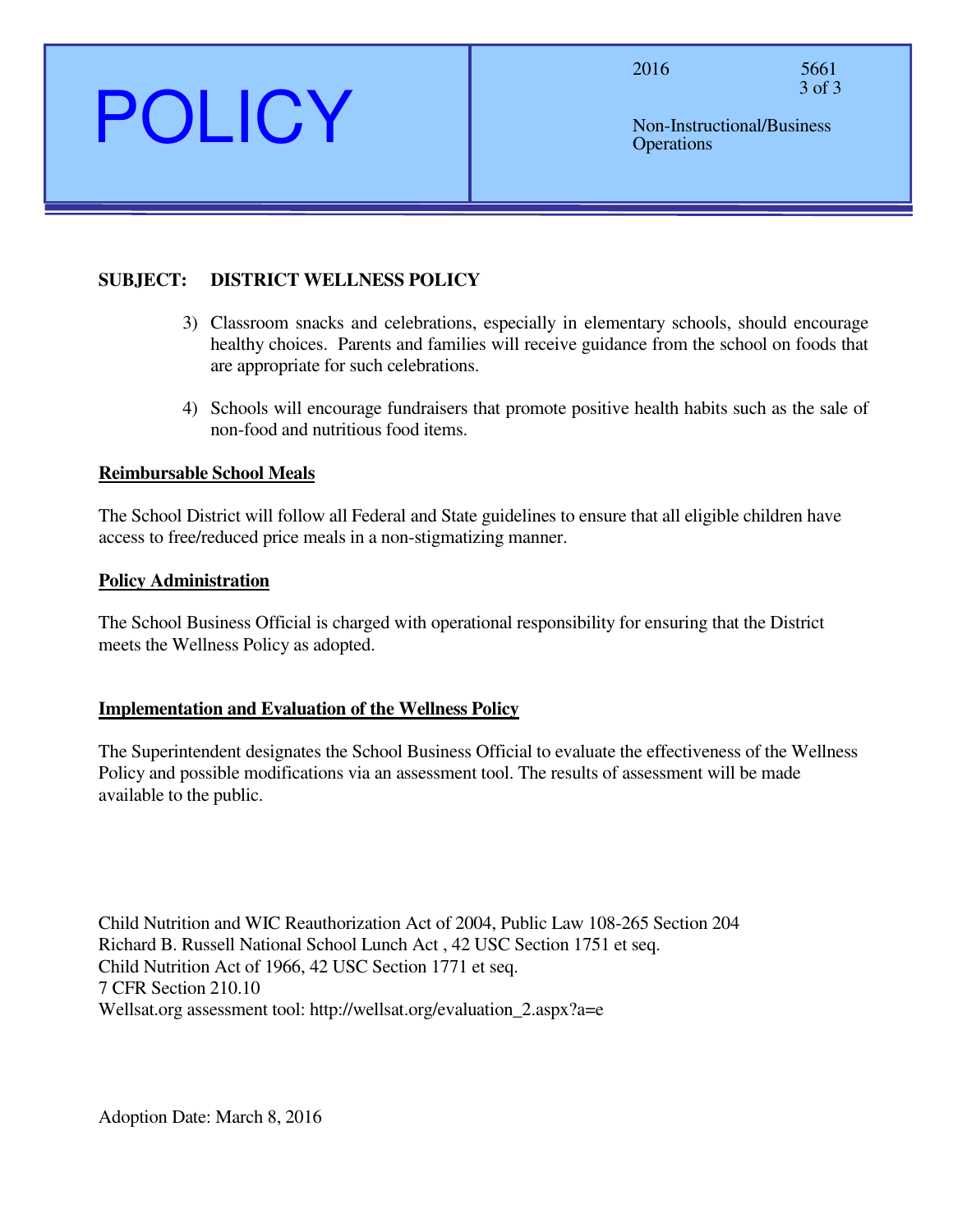**SUBJECT: DISTRICT WELLNESS POLICY**

3) Classroom snacks and celebrations, especially in elementary schools, should encourage healthy choices. Parents and families will receive guidance from the school on foods that are appropriate for such celebrations.

4) Schools will encourage fundraisers that promote positive health habits such as the sale of non-food and nutritious food items.

**Reimbursable School Meals**

The School District will follow all Federal and State guidelines to ensure that all eligible children have access to free/reduced price meals in a non-stigmatizing manner.

**Policy Administration**

The School Business Official is charged with operational responsibility for ensuring that the District meets the Wellness Policy as adopted.

**Implementation and Evaluation of the Wellness Policy**

The Superintendent designates the School Business Official to evaluate the effectiveness of the Wellness Policy and possible modifications via an assessment tool. The results of assessment will be made available to the public.

Child Nutrition and WIC Reauthorization Act of 2004, Public Law 108-265 Section 204
Richard B. Russell National School Lunch Act , 42 USC Section 1751 et seq.
Child Nutrition Act of 1966, 42 USC Section 1771 et seq.
7 CFR Section 210.10
Wellsat.org assessment tool: http://wellsat.org/evaluation_2.aspx?a=e

Adoption Date: March 8, 2016